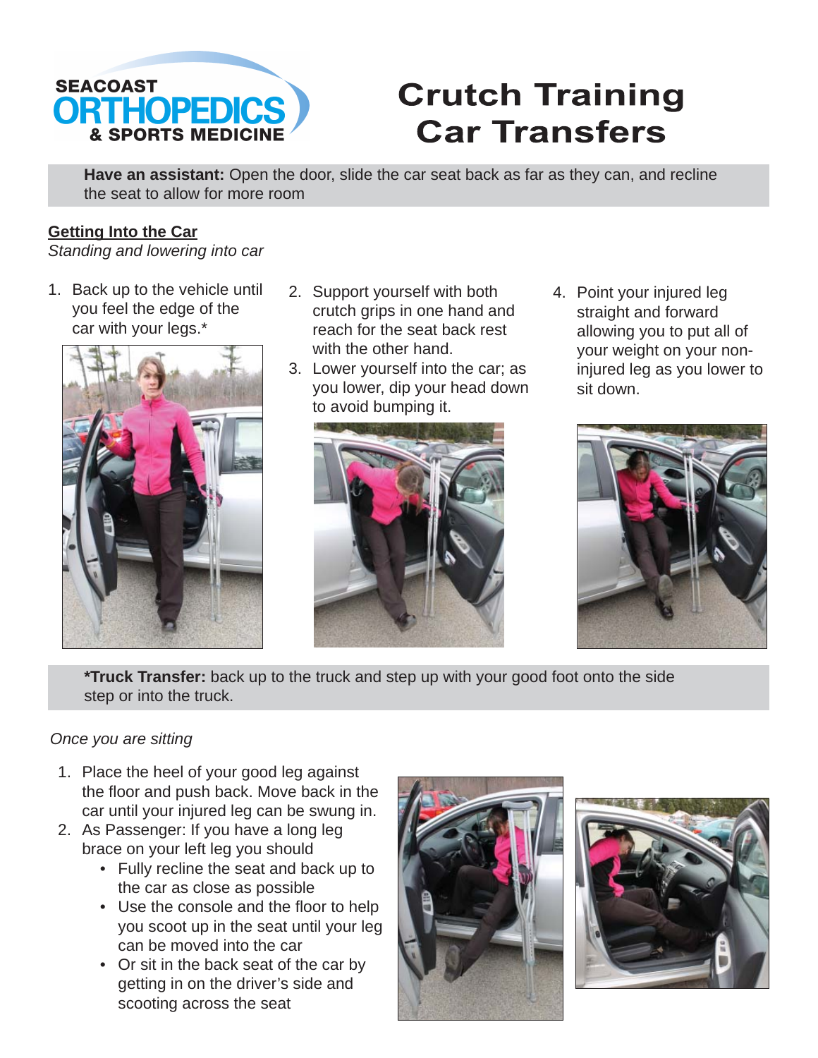SEACOAST ORTHOPEDICS & SPORTS MEDICINE

# Crutch Training Car Transfers

**Have an assistant:** Open the door, slide the car seat back as far as they can, and recline the seat to allow for more room

## Getting Into the Car

*Standing and lowering into car*

1. Back up to the vehicle until you feel the edge of the car with your legs.*
2. Support yourself with both crutch grips in one hand and reach for the seat back rest with the other hand.
3. Lower yourself into the car; as you lower, dip your head down to avoid bumping it.
4. Point your injured leg straight and forward allowing you to put all of your weight on your non-injured leg as you lower to sit down.

***Truck Transfer:** back up to the truck and step up with your good foot onto the side step or into the truck.

*Once you are sitting*

1. Place the heel of your good leg against the floor and push back. Move back in the car until your injured leg can be swung in.
2. As Passenger: If you have a long leg brace on your left leg you should
   - Fully recline the seat and back up to the car as close as possible
   - Use the console and the floor to help you scoot up in the seat until your leg can be moved into the car
   - Or sit in the back seat of the car by getting in on the driver's side and scooting across the seat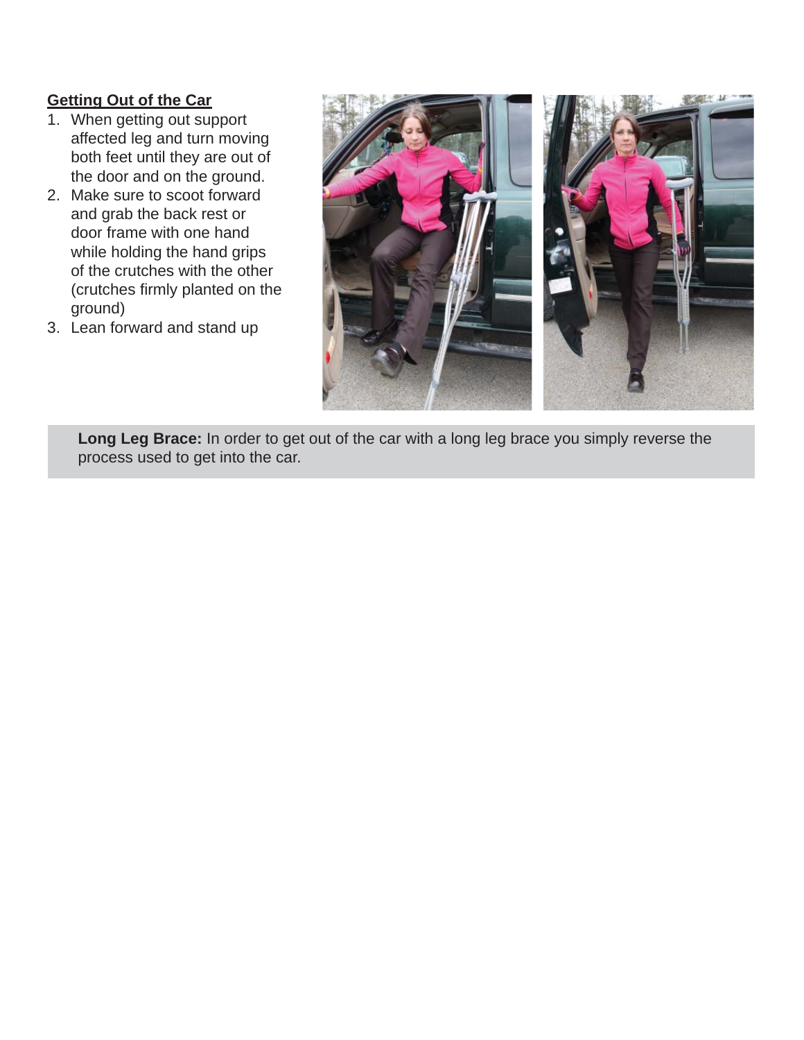**Getting Out of the Car**

1. When getting out support affected leg and turn moving both feet until they are out of the door and on the ground.
2. Make sure to scoot forward and grab the back rest or door frame with one hand while holding the hand grips of the crutches with the other (crutches firmly planted on the ground)
3. Lean forward and stand up

**Long Leg Brace:** In order to get out of the car with a long leg brace you simply reverse the process used to get into the car.